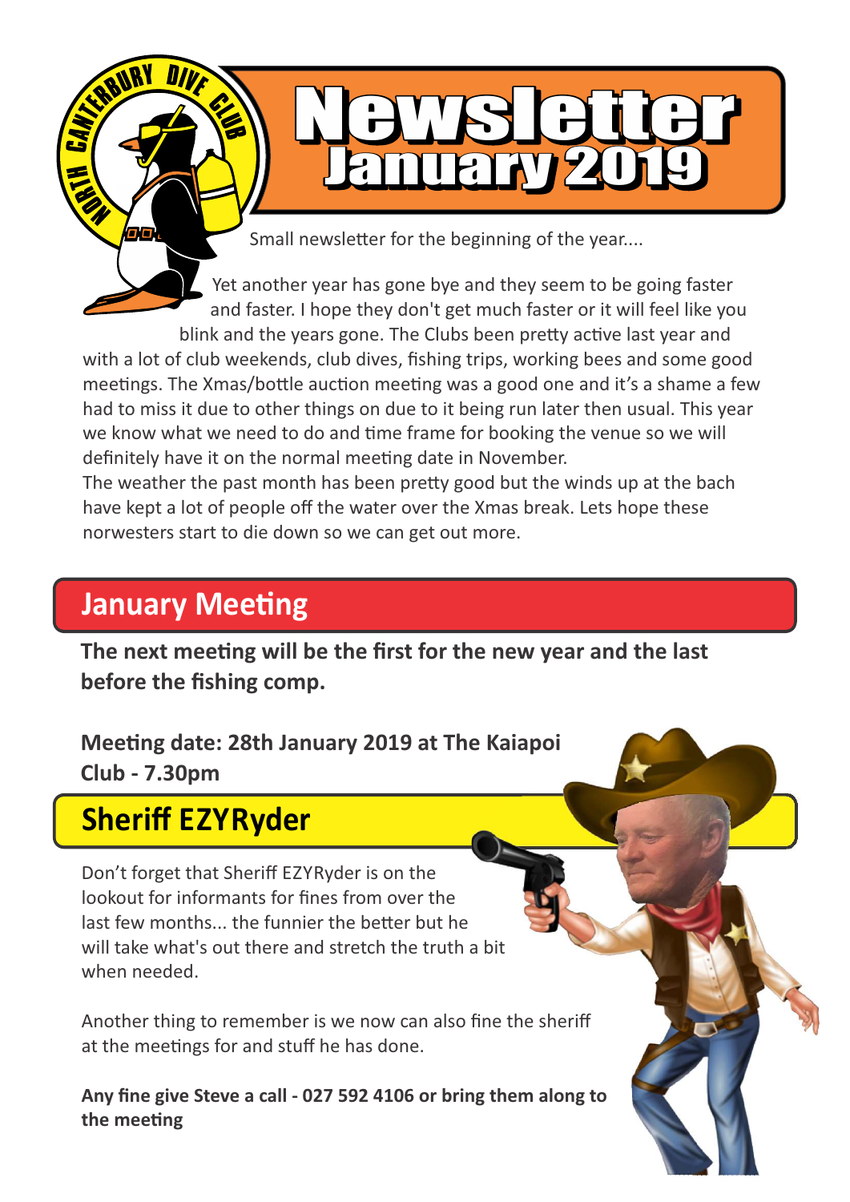# Newsletter January 2019

Small newsletter for the beginning of the year....

Yet another year has gone bye and they seem to be going faster and faster. I hope they don't get much faster or it will feel like you blink and the years gone. The Clubs been pretty active last year and with a lot of club weekends, club dives, fishing trips, working bees and some good meetings. The Xmas/bottle auction meeting was a good one and it's a shame a few had to miss it due to other things on due to it being run later then usual. This year we know what we need to do and time frame for booking the venue so we will definitely have it on the normal meeting date in November.
The weather the past month has been pretty good but the winds up at the bach have kept a lot of people off the water over the Xmas break. Lets hope these norwesters start to die down so we can get out more.

## January Meeting

**The next meeting will be the first for the new year and the last before the fishing comp.**

**Meeting date: 28th January 2019 at The Kaiapoi Club - 7.30pm**

## Sheriff EZYRyder

Don't forget that Sheriff EZYRyder is on the lookout for informants for fines from over the last few months... the funnier the better but he will take what's out there and stretch the truth a bit when needed.

Another thing to remember is we now can also fine the sheriff at the meetings for and stuff he has done.

**Any fine give Steve a call - 027 592 4106 or bring them along to the meeting**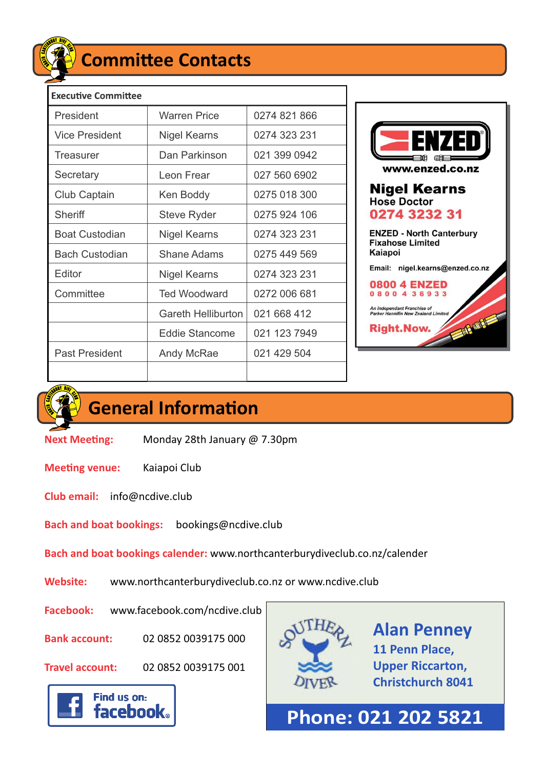## Committee Contacts

| Executive Committee | | |
|---|---|---|
| President | Warren Price | 0274 821 866 |
| Vice President | Nigel Kearns | 0274 323 231 |
| Treasurer | Dan Parkinson | 021 399 0942 |
| Secretary | Leon Frear | 027 560 6902 |
| Club Captain | Ken Boddy | 0275 018 300 |
| Sheriff | Steve Ryder | 0275 924 106 |
| Boat Custodian | Nigel Kearns | 0274 323 231 |
| Bach Custodian | Shane Adams | 0275 449 569 |
| Editor | Nigel Kearns | 0274 323 231 |
| Committee | Ted Woodward | 0272 006 681 |
| | Gareth Helliburton | 021 668 412 |
| | Eddie Stancome | 021 123 7949 |
| Past President | Andy McRae | 021 429 504 |
| | | |

**ENZED**
www.enzed.co.nz

**Nigel Kearns**
Hose Doctor
**0274 3232 31**

ENZED - North Canterbury Fixahose Limited
Kaiapoi

Email: nigel.kearns@enzed.co.nz

**0800 4 ENZED**
0 8 0 0 4 3 6 9 3 3

*An Independant Franchise of Parker Hannifin New Zealand Limited*

**Right.Now.**

## General Information

**Next Meeting:** Monday 28th January @ 7.30pm

**Meeting venue:** Kaiapoi Club

**Club email:** info@ncdive.club

**Bach and boat bookings:** bookings@ncdive.club

**Bach and boat bookings calender:** www.northcanterburydiveclub.co.nz/calender

**Website:** www.northcanterburydiveclub.co.nz or www.ncdive.club

**Facebook:** www.facebook.com/ncdive.club

**Bank account:** 02 0852 0039175 000

**Travel account:** 02 0852 0039175 001

Find us on: facebook

**Southern Diver**

**Alan Penney**
11 Penn Place,
Upper Riccarton,
Christchurch 8041

**Phone: 021 202 5821**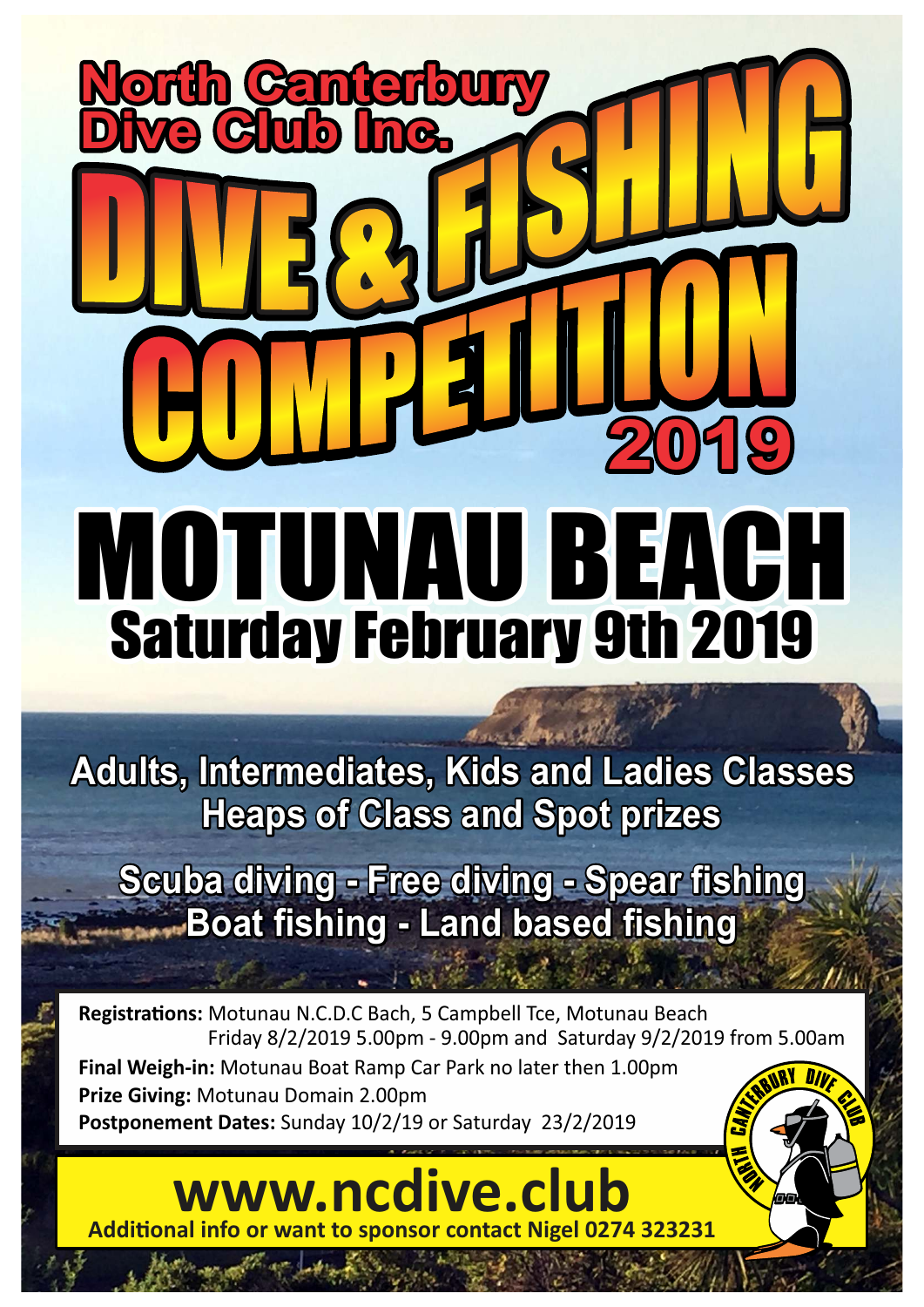# North Canterbury Dive Club Inc.

# DIVE & FISHING COMPETITION 2019

# MOTUNAU BEACH

## Saturday February 9th 2019

**Adults, Intermediates, Kids and Ladies Classes**
**Heaps of Class and Spot prizes**

**Scuba diving - Free diving - Spear fishing**
**Boat fishing - Land based fishing**

**Registrations:** Motunau N.C.D.C Bach, 5 Campbell Tce, Motunau Beach
Friday 8/2/2019 5.00pm - 9.00pm and Saturday 9/2/2019 from 5.00am

**Final Weigh-in:** Motunau Boat Ramp Car Park no later then 1.00pm

**Prize Giving:** Motunau Domain 2.00pm

**Postponement Dates:** Sunday 10/2/19 or Saturday 23/2/2019

North Canterbury Dive Club

# www.ncdive.club

**Additional info or want to sponsor contact Nigel 0274 323231**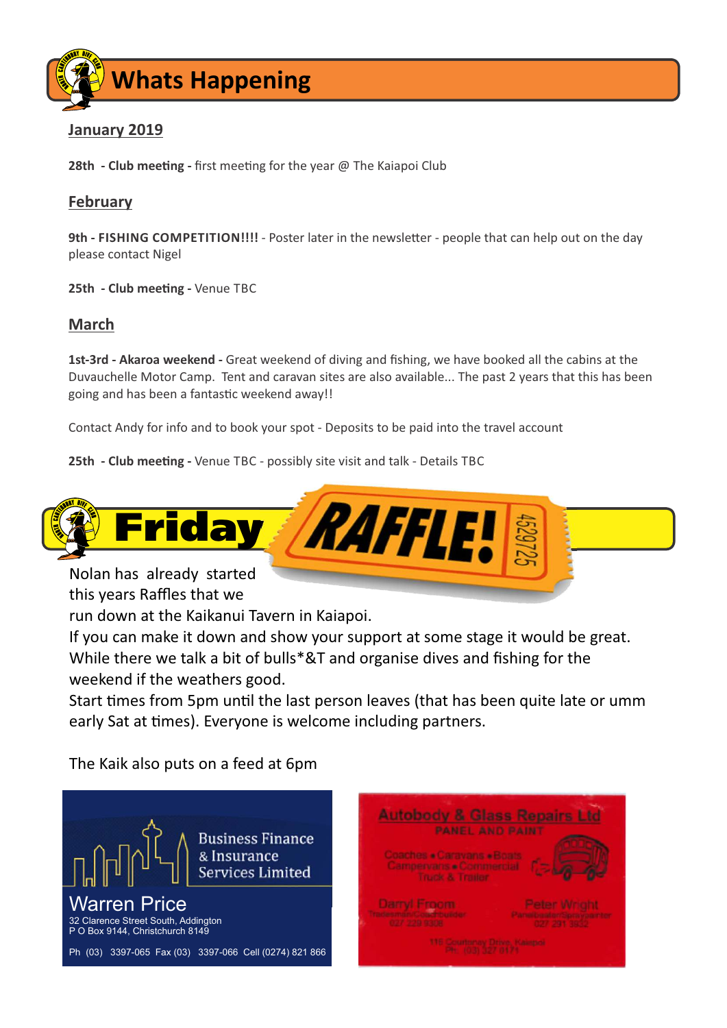# Whats Happening

## January 2019

**28th - Club meeting -** first meeting for the year @ The Kaiapoi Club

## February

**9th - FISHING COMPETITION!!!! -** Poster later in the newsletter - people that can help out on the day please contact Nigel

**25th - Club meeting -** Venue TBC

## March

**1st-3rd - Akaroa weekend -** Great weekend of diving and fishing, we have booked all the cabins at the Duvauchelle Motor Camp. Tent and caravan sites are also available... The past 2 years that this has been going and has been a fantastic weekend away!!

Contact Andy for info and to book your spot - Deposits to be paid into the travel account

**25th - Club meeting -** Venue TBC - possibly site visit and talk - Details TBC

# Friday RAFFLE!

Nolan has already started this years Raffles that we run down at the Kaikanui Tavern in Kaiapoi.
If you can make it down and show your support at some stage it would be great.
While there we talk a bit of bulls*&T and organise dives and fishing for the weekend if the weathers good.
Start times from 5pm until the last person leaves (that has been quite late or umm early Sat at times). Everyone is welcome including partners.

The Kaik also puts on a feed at 6pm

Business Finance & Insurance Services Limited
Warren Price
32 Clarence Street South, Addington
P O Box 9144, Christchurch 8149
Ph (03) 3397-065 Fax (03) 3397-066 Cell (0274) 821 866

Autobody & Glass Repairs Ltd
PANEL AND PAINT
Coaches • Caravans • Boats
Campervans • Commercial
Truck & Trailer
Darryl Froom
Tradesman/Coachbuilder
027 229 9308
Peter Wright
Panelbeater/Spraypainter
027 291 3632
116 Courtenay Drive, Kaiapoi
Ph: (03) 327 9171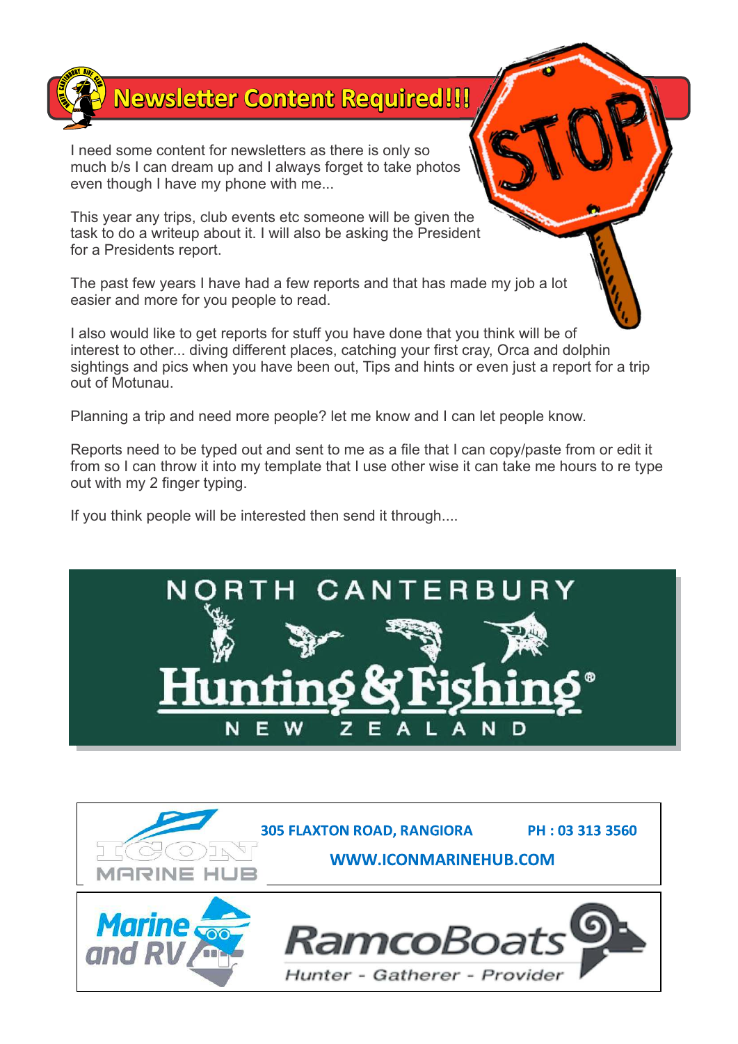# Newsletter Content Required!!!

I need some content for newsletters as there is only so much b/s I can dream up and I always forget to take photos even though I have my phone with me...

This year any trips, club events etc someone will be given the task to do a writeup about it. I will also be asking the President for a Presidents report.

The past few years I have had a few reports and that has made my job a lot easier and more for you people to read.

I also would like to get reports for stuff you have done that you think will be of interest to other... diving different places, catching your first cray, Orca and dolphin sightings and pics when you have been out, Tips and hints or even just a report for a trip out of Motunau.

Planning a trip and need more people? let me know and I can let people know.

Reports need to be typed out and sent to me as a file that I can copy/paste from or edit it from so I can throw it into my template that I use other wise it can take me hours to re type out with my 2 finger typing.

If you think people will be interested then send it through....

NORTH CANTERBURY
Hunting & Fishing®
NEW ZEALAND

ICON MARINE HUB
305 FLAXTON ROAD, RANGIORA
PH : 03 313 3560
WWW.ICONMARINEHUB.COM

Marine and RV

RamcoBoats
Hunter - Gatherer - Provider